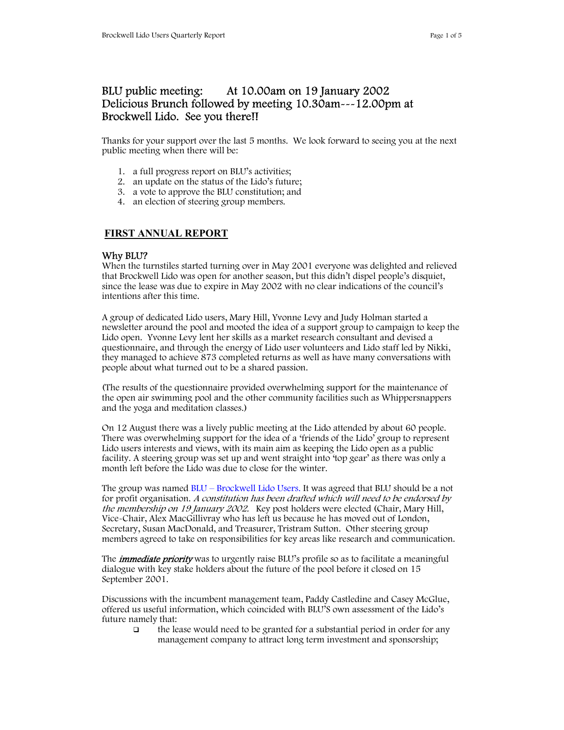# BLU public meeting: At 10.00am on 19 January 2002
# Delicious Brunch followed by meeting 10.30am---12.00pm at Brockwell Lido. See you there!!

Thanks for your support over the last 5 months. We look forward to seeing you at the next public meeting when there will be:

1. a full progress report on BLU's activities;
2. an update on the status of the Lido's future;
3. a vote to approve the BLU constitution; and
4. an election of steering group members.

## FIRST ANNUAL REPORT

### Why BLU?

When the turnstiles started turning over in May 2001 everyone was delighted and relieved that Brockwell Lido was open for another season, but this didn't dispel people's disquiet, since the lease was due to expire in May 2002 with no clear indications of the council's intentions after this time.

A group of dedicated Lido users, Mary Hill, Yvonne Levy and Judy Holman started a newsletter around the pool and mooted the idea of a support group to campaign to keep the Lido open. Yvonne Levy lent her skills as a market research consultant and devised a questionnaire, and through the energy of Lido user volunteers and Lido staff led by Nikki, they managed to achieve 873 completed returns as well as have many conversations with people about what turned out to be a shared passion.

(The results of the questionnaire provided overwhelming support for the maintenance of the open air swimming pool and the other community facilities such as Whippersnappers and the yoga and meditation classes.)

On 12 August there was a lively public meeting at the Lido attended by about 60 people. There was overwhelming support for the idea of a 'friends of the Lido' group to represent Lido users interests and views, with its main aim as keeping the Lido open as a public facility. A steering group was set up and went straight into 'top gear' as there was only a month left before the Lido was due to close for the winter.

The group was named BLU – Brockwell Lido Users. It was agreed that BLU should be a not for profit organisation. *A constitution has been drafted which will need to be endorsed by the membership on 19 January 2002.* Key post holders were elected (Chair, Mary Hill, Vice-Chair, Alex MacGillivray who has left us because he has moved out of London, Secretary, Susan MacDonald, and Treasurer, Tristram Sutton. Other steering group members agreed to take on responsibilities for key areas like research and communication.

The ***immediate priority*** was to urgently raise BLU's profile so as to facilitate a meaningful dialogue with key stake holders about the future of the pool before it closed on 15 September 2001.

Discussions with the incumbent management team, Paddy Castledine and Casey McGlue, offered us useful information, which coincided with BLU'S own assessment of the Lido's future namely that:

- the lease would need to be granted for a substantial period in order for any management company to attract long term investment and sponsorship;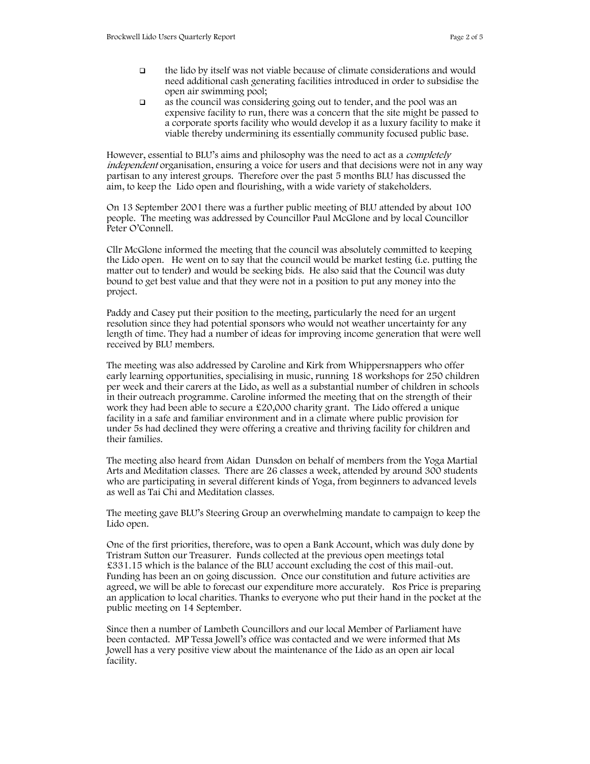- the lido by itself was not viable because of climate considerations and would need additional cash generating facilities introduced in order to subsidise the open air swimming pool;
- as the council was considering going out to tender, and the pool was an expensive facility to run, there was a concern that the site might be passed to a corporate sports facility who would develop it as a luxury facility to make it viable thereby undermining its essentially community focused public base.

However, essential to BLU's aims and philosophy was the need to act as a *completely independent* organisation, ensuring a voice for users and that decisions were not in any way partisan to any interest groups. Therefore over the past 5 months BLU has discussed the aim, to keep the Lido open and flourishing, with a wide variety of stakeholders.

On 13 September 2001 there was a further public meeting of BLU attended by about 100 people. The meeting was addressed by Councillor Paul McGlone and by local Councillor Peter O'Connell.

Cllr McGlone informed the meeting that the council was absolutely committed to keeping the Lido open. He went on to say that the council would be market testing (i.e. putting the matter out to tender) and would be seeking bids. He also said that the Council was duty bound to get best value and that they were not in a position to put any money into the project.

Paddy and Casey put their position to the meeting, particularly the need for an urgent resolution since they had potential sponsors who would not weather uncertainty for any length of time. They had a number of ideas for improving income generation that were well received by BLU members.

The meeting was also addressed by Caroline and Kirk from Whippersnappers who offer early learning opportunities, specialising in music, running 18 workshops for 250 children per week and their carers at the Lido, as well as a substantial number of children in schools in their outreach programme. Caroline informed the meeting that on the strength of their work they had been able to secure a £20,000 charity grant. The Lido offered a unique facility in a safe and familiar environment and in a climate where public provision for under 5s had declined they were offering a creative and thriving facility for children and their families.

The meeting also heard from Aidan Dunsdon on behalf of members from the Yoga Martial Arts and Meditation classes. There are 26 classes a week, attended by around 300 students who are participating in several different kinds of Yoga, from beginners to advanced levels as well as Tai Chi and Meditation classes.

The meeting gave BLU's Steering Group an overwhelming mandate to campaign to keep the Lido open.

One of the first priorities, therefore, was to open a Bank Account, which was duly done by Tristram Sutton our Treasurer. Funds collected at the previous open meetings total £331.15 which is the balance of the BLU account excluding the cost of this mail-out. Funding has been an on going discussion. Once our constitution and future activities are agreed, we will be able to forecast our expenditure more accurately. Ros Price is preparing an application to local charities. Thanks to everyone who put their hand in the pocket at the public meeting on 14 September.

Since then a number of Lambeth Councillors and our local Member of Parliament have been contacted. MP Tessa Jowell's office was contacted and we were informed that Ms Jowell has a very positive view about the maintenance of the Lido as an open air local facility.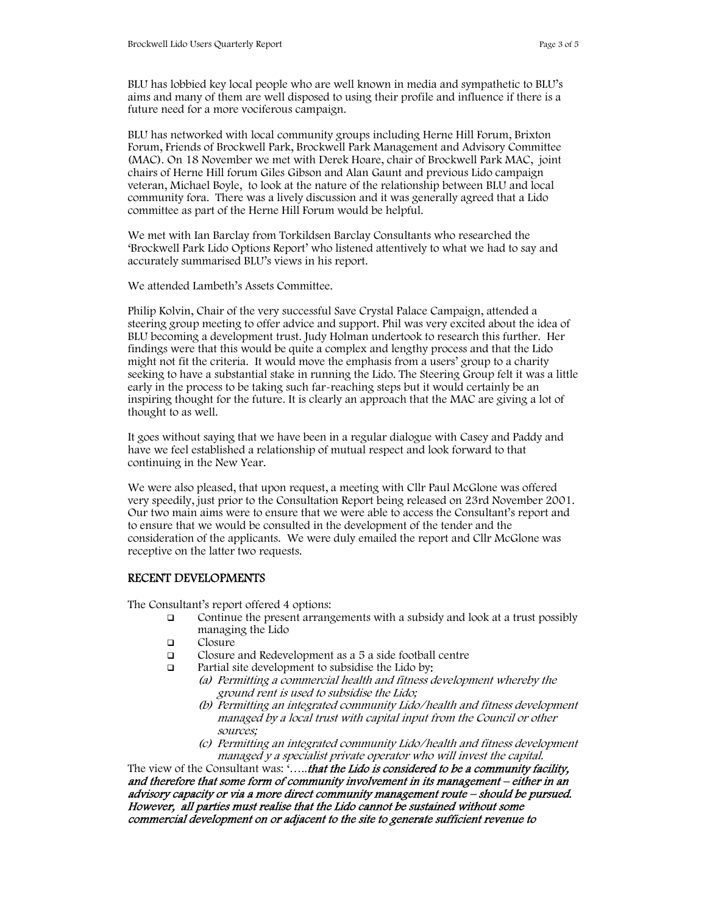BLU has lobbied key local people who are well known in media and sympathetic to BLU's aims and many of them are well disposed to using their profile and influence if there is a future need for a more vociferous campaign.

BLU has networked with local community groups including Herne Hill Forum, Brixton Forum, Friends of Brockwell Park, Brockwell Park Management and Advisory Committee (MAC). On 18 November we met with Derek Hoare, chair of Brockwell Park MAC, joint chairs of Herne Hill forum Giles Gibson and Alan Gaunt and previous Lido campaign veteran, Michael Boyle, to look at the nature of the relationship between BLU and local community fora. There was a lively discussion and it was generally agreed that a Lido committee as part of the Herne Hill Forum would be helpful.

We met with Ian Barclay from Torkildsen Barclay Consultants who researched the 'Brockwell Park Lido Options Report' who listened attentively to what we had to say and accurately summarised BLU's views in his report.

We attended Lambeth's Assets Committee.

Philip Kolvin, Chair of the very successful Save Crystal Palace Campaign, attended a steering group meeting to offer advice and support. Phil was very excited about the idea of BLU becoming a development trust. Judy Holman undertook to research this further. Her findings were that this would be quite a complex and lengthy process and that the Lido might not fit the criteria. It would move the emphasis from a users' group to a charity seeking to have a substantial stake in running the Lido. The Steering Group felt it was a little early in the process to be taking such far-reaching steps but it would certainly be an inspiring thought for the future. It is clearly an approach that the MAC are giving a lot of thought to as well.

It goes without saying that we have been in a regular dialogue with Casey and Paddy and have we feel established a relationship of mutual respect and look forward to that continuing in the New Year.

We were also pleased, that upon request, a meeting with Cllr Paul McGlone was offered very speedily, just prior to the Consultation Report being released on 23rd November 2001. Our two main aims were to ensure that we were able to access the Consultant's report and to ensure that we would be consulted in the development of the tender and the consideration of the applicants. We were duly emailed the report and Cllr McGlone was receptive on the latter two requests.

## RECENT DEVELOPMENTS

The Consultant's report offered 4 options:

- Continue the present arrangements with a subsidy and look at a trust possibly managing the Lido
- Closure
- Closure and Redevelopment as a 5 a side football centre
- Partial site development to subsidise the Lido by:
  - *(a) Permitting a commercial health and fitness development whereby the ground rent is used to subsidise the Lido;*
  - *(b) Permitting an integrated community Lido/health and fitness development managed by a local trust with capital input from the Council or other sources;*
  - *(c) Permitting an integrated community Lido/health and fitness development managed y a specialist private operator who will invest the capital.*

The view of the Consultant was: '…..***that the Lido is considered to be a community facility, and therefore that some form of community involvement in its management – either in an advisory capacity or via a more direct community management route – should be pursued. However, all parties must realise that the Lido cannot be sustained without some commercial development on or adjacent to the site to generate sufficient revenue to***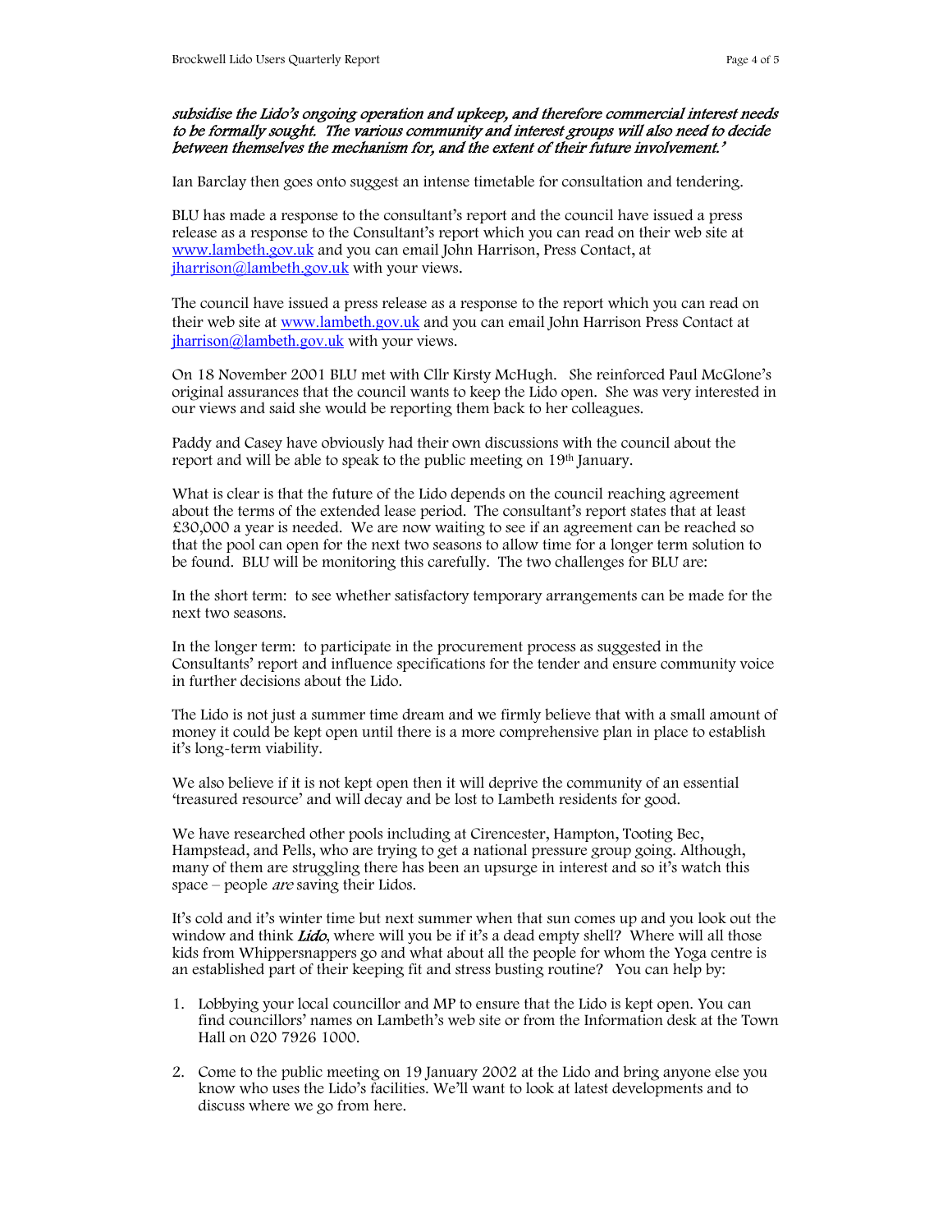*subsidise the Lido's ongoing operation and upkeep, and therefore commercial interest needs to be formally sought. The various community and interest groups will also need to decide between themselves the mechanism for, and the extent of their future involvement.'*

Ian Barclay then goes onto suggest an intense timetable for consultation and tendering.

BLU has made a response to the consultant's report and the council have issued a press release as a response to the Consultant's report which you can read on their web site at [www.lambeth.gov.uk](http://www.lambeth.gov.uk) and you can email John Harrison, Press Contact, at [jharrison@lambeth.gov.uk](mailto:jharrison@lambeth.gov.uk) with your views.

The council have issued a press release as a response to the report which you can read on their web site at [www.lambeth.gov.uk](http://www.lambeth.gov.uk) and you can email John Harrison Press Contact at [jharrison@lambeth.gov.uk](mailto:jharrison@lambeth.gov.uk) with your views.

On 18 November 2001 BLU met with Cllr Kirsty McHugh. She reinforced Paul McGlone's original assurances that the council wants to keep the Lido open. She was very interested in our views and said she would be reporting them back to her colleagues.

Paddy and Casey have obviously had their own discussions with the council about the report and will be able to speak to the public meeting on 19th January.

What is clear is that the future of the Lido depends on the council reaching agreement about the terms of the extended lease period. The consultant's report states that at least £30,000 a year is needed. We are now waiting to see if an agreement can be reached so that the pool can open for the next two seasons to allow time for a longer term solution to be found. BLU will be monitoring this carefully. The two challenges for BLU are:

In the short term: to see whether satisfactory temporary arrangements can be made for the next two seasons.

In the longer term: to participate in the procurement process as suggested in the Consultants' report and influence specifications for the tender and ensure community voice in further decisions about the Lido.

The Lido is not just a summer time dream and we firmly believe that with a small amount of money it could be kept open until there is a more comprehensive plan in place to establish it's long-term viability.

We also believe if it is not kept open then it will deprive the community of an essential 'treasured resource' and will decay and be lost to Lambeth residents for good.

We have researched other pools including at Cirencester, Hampton, Tooting Bec, Hampstead, and Pells, who are trying to get a national pressure group going. Although, many of them are struggling there has been an upsurge in interest and so it's watch this space – people *are* saving their Lidos.

It's cold and it's winter time but next summer when that sun comes up and you look out the window and think *Lido*, where will you be if it's a dead empty shell? Where will all those kids from Whippersnappers go and what about all the people for whom the Yoga centre is an established part of their keeping fit and stress busting routine? You can help by:

1. Lobbying your local councillor and MP to ensure that the Lido is kept open. You can find councillors' names on Lambeth's web site or from the Information desk at the Town Hall on 020 7926 1000.

2. Come to the public meeting on 19 January 2002 at the Lido and bring anyone else you know who uses the Lido's facilities. We'll want to look at latest developments and to discuss where we go from here.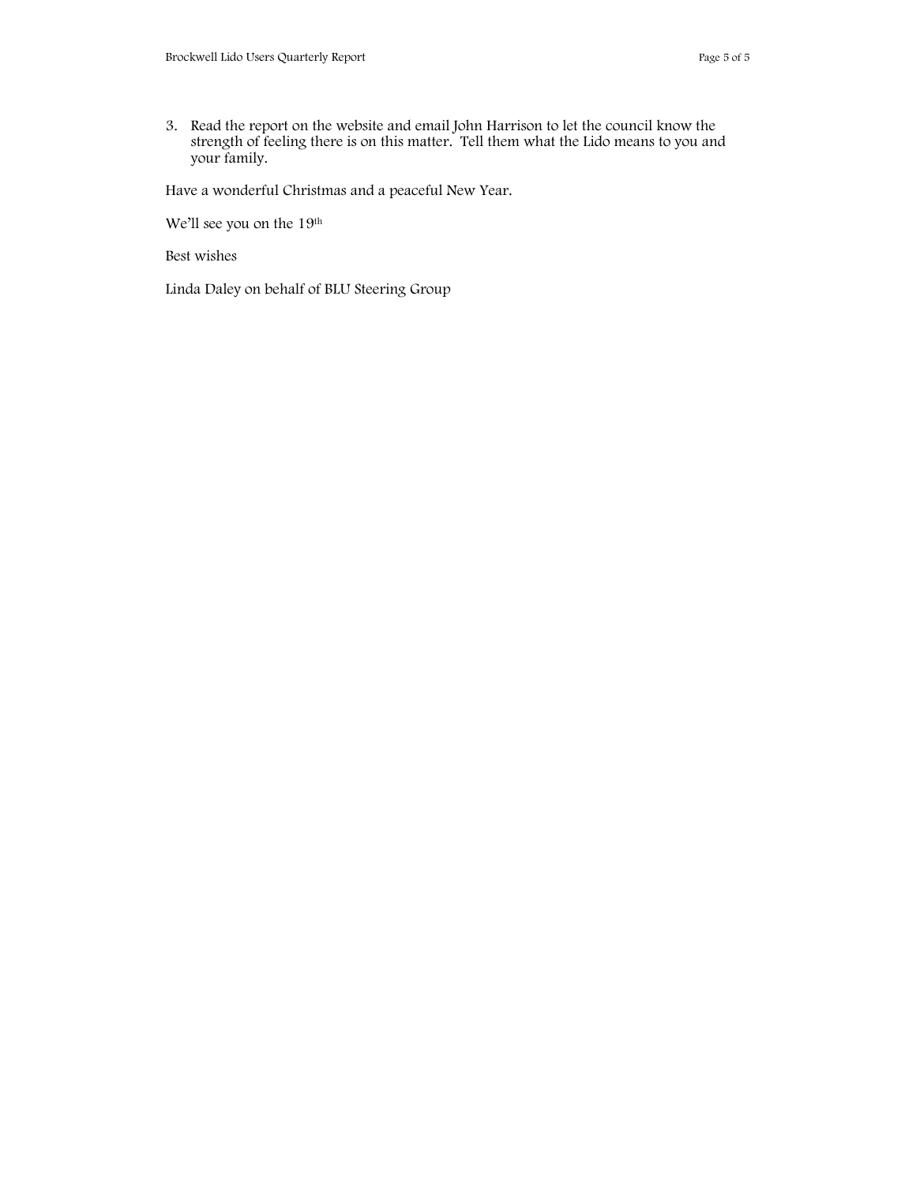3. Read the report on the website and email John Harrison to let the council know the strength of feeling there is on this matter. Tell them what the Lido means to you and your family.

Have a wonderful Christmas and a peaceful New Year.

We'll see you on the 19th

Best wishes

Linda Daley on behalf of BLU Steering Group